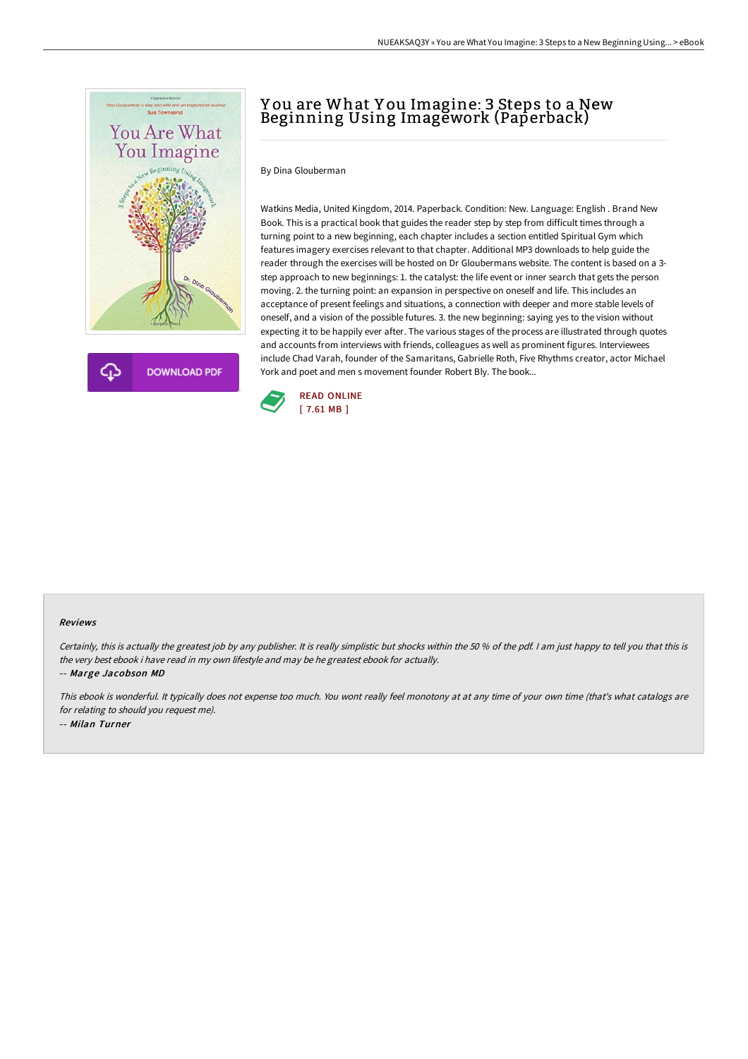# You are What You Imagine: 3 Steps to a New Beginning Using Imagework (Paperback)

By Dina Glouberman

Watkins Media, United Kingdom, 2014. Paperback. Condition: New. Language: English . Brand New Book. This is a practical book that guides the reader step by step from difficult times through a turning point to a new beginning, each chapter includes a section entitled Spiritual Gym which features imagery exercises relevant to that chapter. Additional MP3 downloads to help guide the reader through the exercises will be hosted on Dr Gloubermans website. The content is based on a 3-step approach to new beginnings: 1. the catalyst: the life event or inner search that gets the person moving. 2. the turning point: an expansion in perspective on oneself and life. This includes an acceptance of present feelings and situations, a connection with deeper and more stable levels of oneself, and a vision of the possible futures. 3. the new beginning: saying yes to the vision without expecting it to be happily ever after. The various stages of the process are illustrated through quotes and accounts from interviews with friends, colleagues as well as prominent figures. Interviewees include Chad Varah, founder of the Samaritans, Gabrielle Roth, Five Rhythms creator, actor Michael York and poet and men s movement founder Robert Bly. The book...

DOWNLOAD PDF

READ ONLINE
[ 7.61 MB ]

#### Reviews

*Certainly, this is actually the greatest job by any publisher. It is really simplistic but shocks within the 50 % of the pdf. I am just happy to tell you that this is the very best ebook i have read in my own lifestyle and may be he greatest ebook for actually.*

*-- Marge Jacobson MD*

*This ebook is wonderful. It typically does not expense too much. You wont really feel monotony at at any time of your own time (that's what catalogs are for relating to should you request me).*

*-- Milan Turner*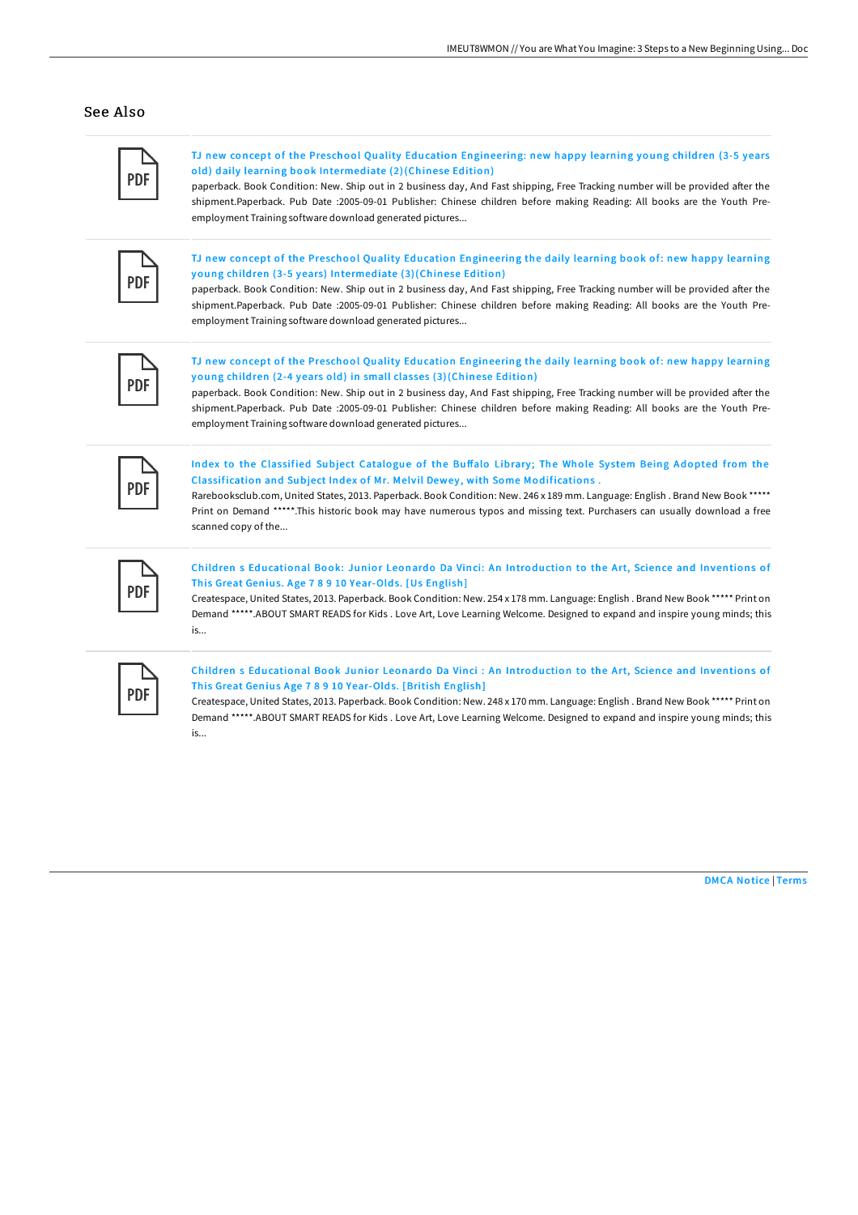## See Also

PDF

TJ new concept of the Preschool Quality Education Engineering: new happy learning young children (3-5 years old) daily learning book Intermediate (2)(Chinese Edition)

paperback. Book Condition: New. Ship out in 2 business day, And Fast shipping, Free Tracking number will be provided after the shipment.Paperback. Pub Date :2005-09-01 Publisher: Chinese children before making Reading: All books are the Youth Pre-employment Training software download generated pictures...

PDF

TJ new concept of the Preschool Quality Education Engineering the daily learning book of: new happy learning young children (3-5 years) Intermediate (3)(Chinese Edition)

paperback. Book Condition: New. Ship out in 2 business day, And Fast shipping, Free Tracking number will be provided after the shipment.Paperback. Pub Date :2005-09-01 Publisher: Chinese children before making Reading: All books are the Youth Pre-employment Training software download generated pictures...

PDF

TJ new concept of the Preschool Quality Education Engineering the daily learning book of: new happy learning young children (2-4 years old) in small classes (3)(Chinese Edition)

paperback. Book Condition: New. Ship out in 2 business day, And Fast shipping, Free Tracking number will be provided after the shipment.Paperback. Pub Date :2005-09-01 Publisher: Chinese children before making Reading: All books are the Youth Pre-employment Training software download generated pictures...

PDF

Index to the Classified Subject Catalogue of the Buffalo Library; The Whole System Being Adopted from the Classification and Subject Index of Mr. Melvil Dewey, with Some Modifications .

Rarebooksclub.com, United States, 2013. Paperback. Book Condition: New. 246 x 189 mm. Language: English . Brand New Book ***** Print on Demand *****.This historic book may have numerous typos and missing text. Purchasers can usually download a free scanned copy of the...

PDF

Children s Educational Book: Junior Leonardo Da Vinci: An Introduction to the Art, Science and Inventions of This Great Genius. Age 7 8 9 10 Year-Olds. [Us English]

Createspace, United States, 2013. Paperback. Book Condition: New. 254 x 178 mm. Language: English . Brand New Book ***** Print on Demand *****.ABOUT SMART READS for Kids . Love Art, Love Learning Welcome. Designed to expand and inspire young minds; this is...

PDF

Children s Educational Book Junior Leonardo Da Vinci : An Introduction to the Art, Science and Inventions of This Great Genius Age 7 8 9 10 Year-Olds. [British English]

Createspace, United States, 2013. Paperback. Book Condition: New. 248 x 170 mm. Language: English . Brand New Book ***** Print on Demand *****.ABOUT SMART READS for Kids . Love Art, Love Learning Welcome. Designed to expand and inspire young minds; this is...

DMCA Notice | Terms